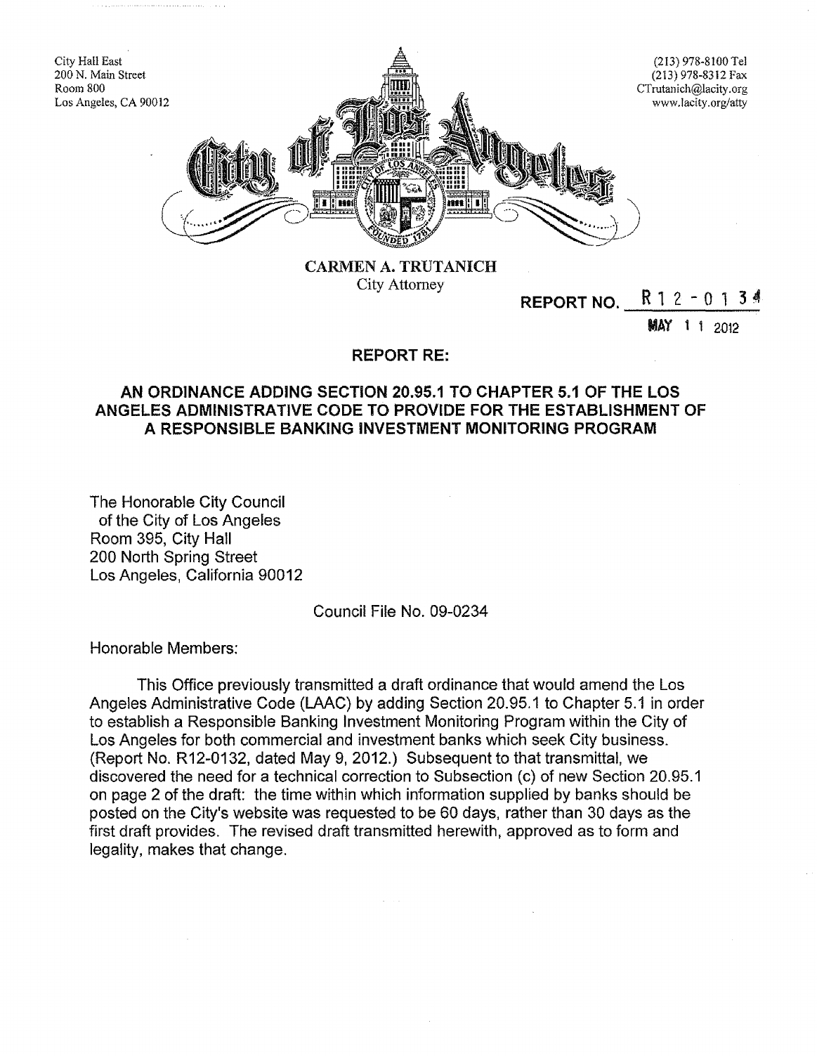City Hall East
200 N. Main Street
Room 800
Los Angeles, CA 90012

(213) 978-8100 Tel
(213) 978-8312 Fax
CTrutanich@lacity.org
www.lacity.org/atty

City of Los Angeles

**CARMEN A. TRUTANICH**
City Attorney

**REPORT NO.** R 1 2 - 0 1 3 4

MAY 1 1 2012

**REPORT RE:**

**AN ORDINANCE ADDING SECTION 20.95.1 TO CHAPTER 5.1 OF THE LOS ANGELES ADMINISTRATIVE CODE TO PROVIDE FOR THE ESTABLISHMENT OF A RESPONSIBLE BANKING INVESTMENT MONITORING PROGRAM**

The Honorable City Council
of the City of Los Angeles
Room 395, City Hall
200 North Spring Street
Los Angeles, California 90012

Council File No. 09-0234

Honorable Members:

This Office previously transmitted a draft ordinance that would amend the Los Angeles Administrative Code (LAAC) by adding Section 20.95.1 to Chapter 5.1 in order to establish a Responsible Banking Investment Monitoring Program within the City of Los Angeles for both commercial and investment banks which seek City business. (Report No. R12-0132, dated May 9, 2012.) Subsequent to that transmittal, we discovered the need for a technical correction to Subsection (c) of new Section 20.95.1 on page 2 of the draft: the time within which information supplied by banks should be posted on the City's website was requested to be 60 days, rather than 30 days as the first draft provides. The revised draft transmitted herewith, approved as to form and legality, makes that change.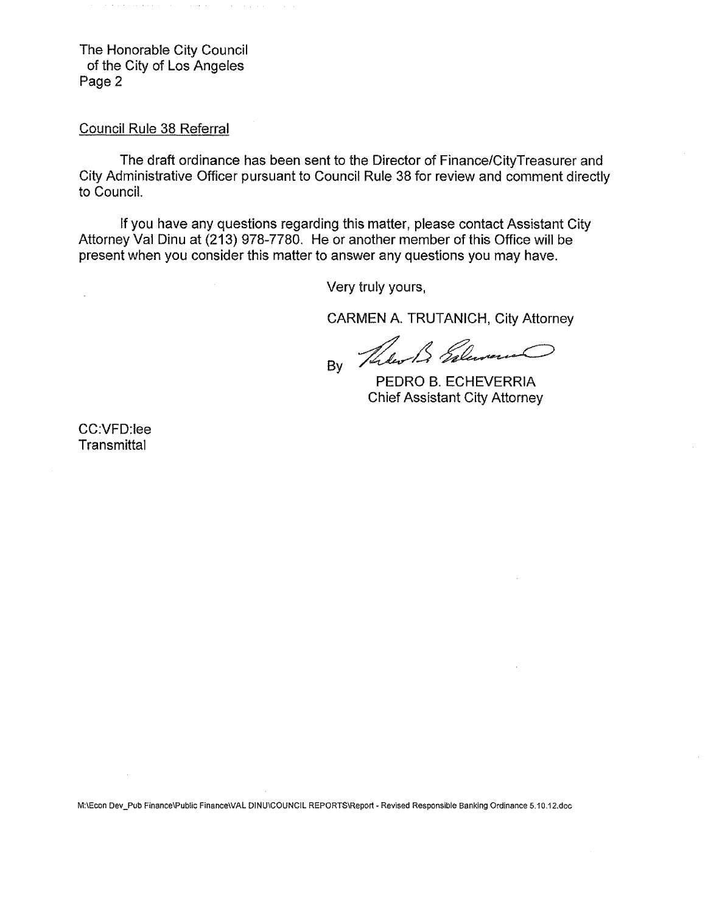## Council Rule 38 Referral

The draft ordinance has been sent to the Director of Finance/CityTreasurer and City Administrative Officer pursuant to Council Rule 38 for review and comment directly to Council.

If you have any questions regarding this matter, please contact Assistant City Attorney Val Dinu at (213) 978-7780. He or another member of this Office will be present when you consider this matter to answer any questions you may have.

Very truly yours,

CARMEN A. TRUTANICH, City Attorney

By

PEDRO B. ECHEVERRIA
Chief Assistant City Attorney

CC:VFD:lee
Transmittal

M:\Econ Dev_Pub Finance\Public Finance\VAL DINU\COUNCIL REPORTS\Report - Revised Responsible Banking Ordinance 5.10.12.doc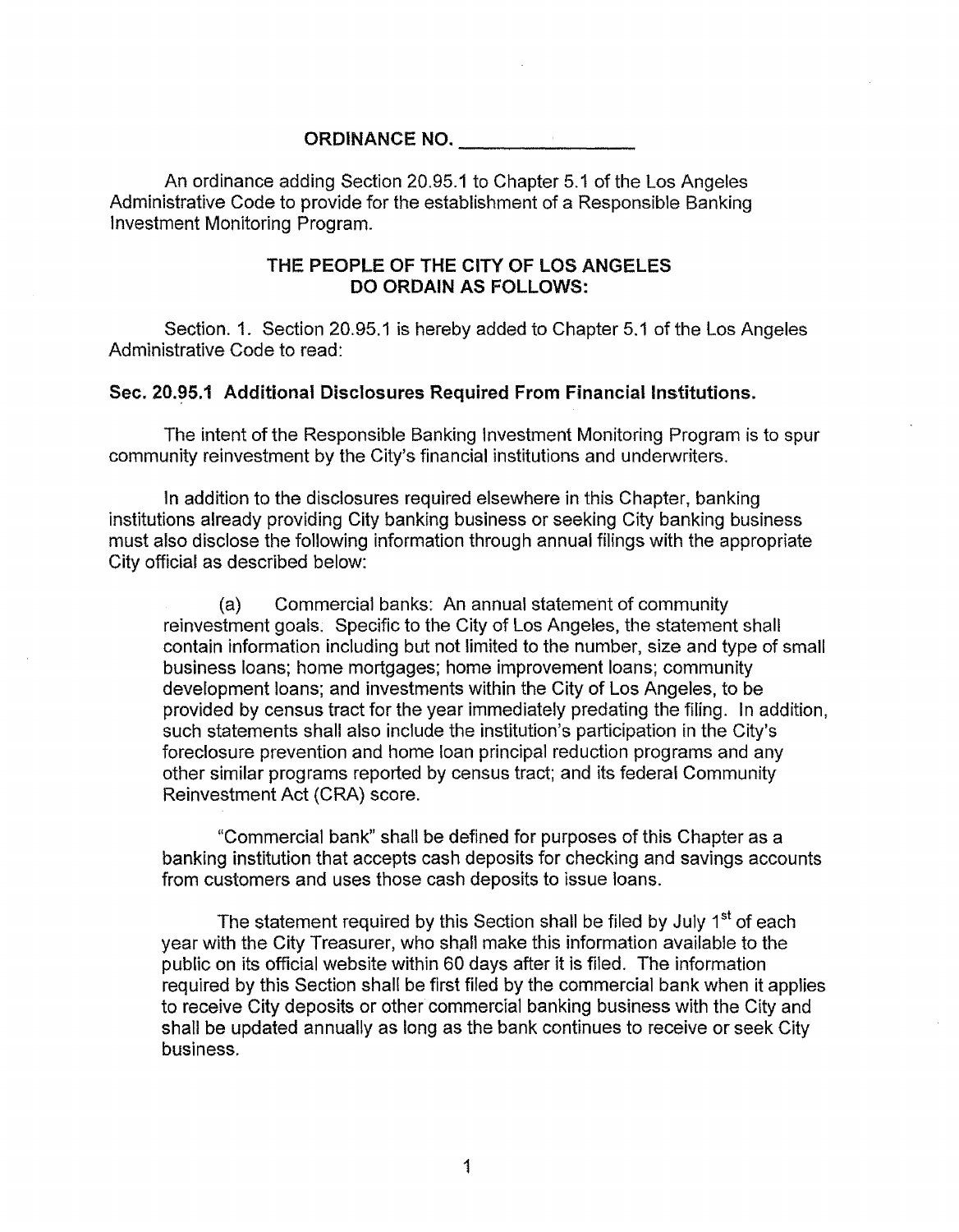**ORDINANCE NO. ______________**

An ordinance adding Section 20.95.1 to Chapter 5.1 of the Los Angeles Administrative Code to provide for the establishment of a Responsible Banking Investment Monitoring Program.

**THE PEOPLE OF THE CITY OF LOS ANGELES DO ORDAIN AS FOLLOWS:**

Section. 1. Section 20.95.1 is hereby added to Chapter 5.1 of the Los Angeles Administrative Code to read:

**Sec. 20.95.1 Additional Disclosures Required From Financial Institutions.**

The intent of the Responsible Banking Investment Monitoring Program is to spur community reinvestment by the City's financial institutions and underwriters.

In addition to the disclosures required elsewhere in this Chapter, banking institutions already providing City banking business or seeking City banking business must also disclose the following information through annual filings with the appropriate City official as described below:

(a) Commercial banks: An annual statement of community reinvestment goals. Specific to the City of Los Angeles, the statement shall contain information including but not limited to the number, size and type of small business loans; home mortgages; home improvement loans; community development loans; and investments within the City of Los Angeles, to be provided by census tract for the year immediately predating the filing. In addition, such statements shall also include the institution's participation in the City's foreclosure prevention and home loan principal reduction programs and any other similar programs reported by census tract; and its federal Community Reinvestment Act (CRA) score.

"Commercial bank" shall be defined for purposes of this Chapter as a banking institution that accepts cash deposits for checking and savings accounts from customers and uses those cash deposits to issue loans.

The statement required by this Section shall be filed by July 1st of each year with the City Treasurer, who shall make this information available to the public on its official website within 60 days after it is filed. The information required by this Section shall be first filed by the commercial bank when it applies to receive City deposits or other commercial banking business with the City and shall be updated annually as long as the bank continues to receive or seek City business.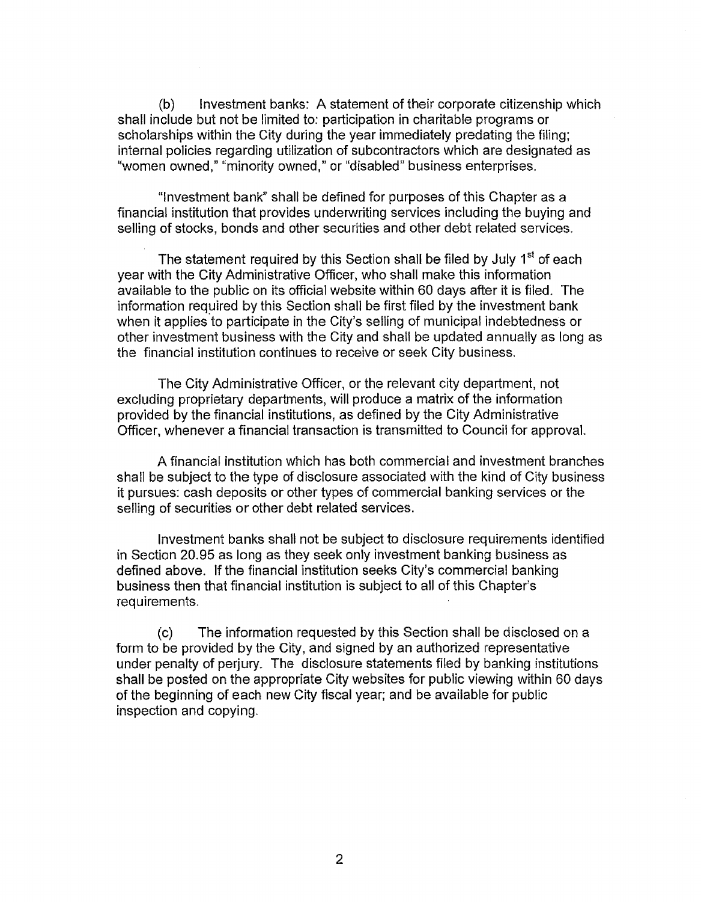(b) Investment banks: A statement of their corporate citizenship which shall include but not be limited to: participation in charitable programs or scholarships within the City during the year immediately predating the filing; internal policies regarding utilization of subcontractors which are designated as "women owned," "minority owned," or "disabled" business enterprises.

"Investment bank" shall be defined for purposes of this Chapter as a financial institution that provides underwriting services including the buying and selling of stocks, bonds and other securities and other debt related services.

The statement required by this Section shall be filed by July 1st of each year with the City Administrative Officer, who shall make this information available to the public on its official website within 60 days after it is filed. The information required by this Section shall be first filed by the investment bank when it applies to participate in the City's selling of municipal indebtedness or other investment business with the City and shall be updated annually as long as the financial institution continues to receive or seek City business.

The City Administrative Officer, or the relevant city department, not excluding proprietary departments, will produce a matrix of the information provided by the financial institutions, as defined by the City Administrative Officer, whenever a financial transaction is transmitted to Council for approval.

A financial institution which has both commercial and investment branches shall be subject to the type of disclosure associated with the kind of City business it pursues: cash deposits or other types of commercial banking services or the selling of securities or other debt related services.

Investment banks shall not be subject to disclosure requirements identified in Section 20.95 as long as they seek only investment banking business as defined above. If the financial institution seeks City's commercial banking business then that financial institution is subject to all of this Chapter's requirements.

(c) The information requested by this Section shall be disclosed on a form to be provided by the City, and signed by an authorized representative under penalty of perjury. The disclosure statements filed by banking institutions shall be posted on the appropriate City websites for public viewing within 60 days of the beginning of each new City fiscal year; and be available for public inspection and copying.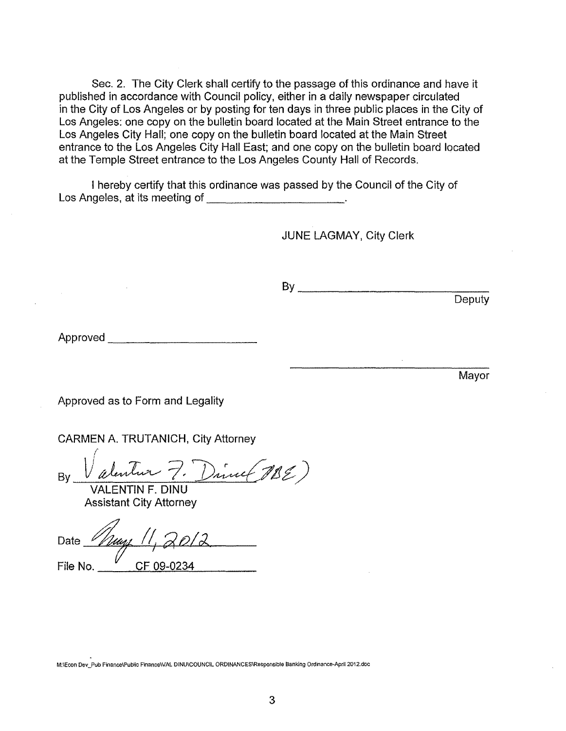Sec. 2. The City Clerk shall certify to the passage of this ordinance and have it published in accordance with Council policy, either in a daily newspaper circulated in the City of Los Angeles or by posting for ten days in three public places in the City of Los Angeles: one copy on the bulletin board located at the Main Street entrance to the Los Angeles City Hall; one copy on the bulletin board located at the Main Street entrance to the Los Angeles City Hall East; and one copy on the bulletin board located at the Temple Street entrance to the Los Angeles County Hall of Records.

I hereby certify that this ordinance was passed by the Council of the City of Los Angeles, at its meeting of ____________________.

JUNE LAGMAY, City Clerk

By ______________________________
Deputy

Approved ______________________

______________________________
Mayor

Approved as to Form and Legality

CARMEN A. TRUTANICH, City Attorney

By *Valentin F. Dinu (TBE)*
VALENTIN F. DINU
Assistant City Attorney

Date *May 11, 2012*

File No. CF 09-0234

M:\Econ Dev_Pub Finance\Public Finance\VAL DINU\COUNCIL ORDINANCES\Responsible Banking Ordinance-April 2012.doc